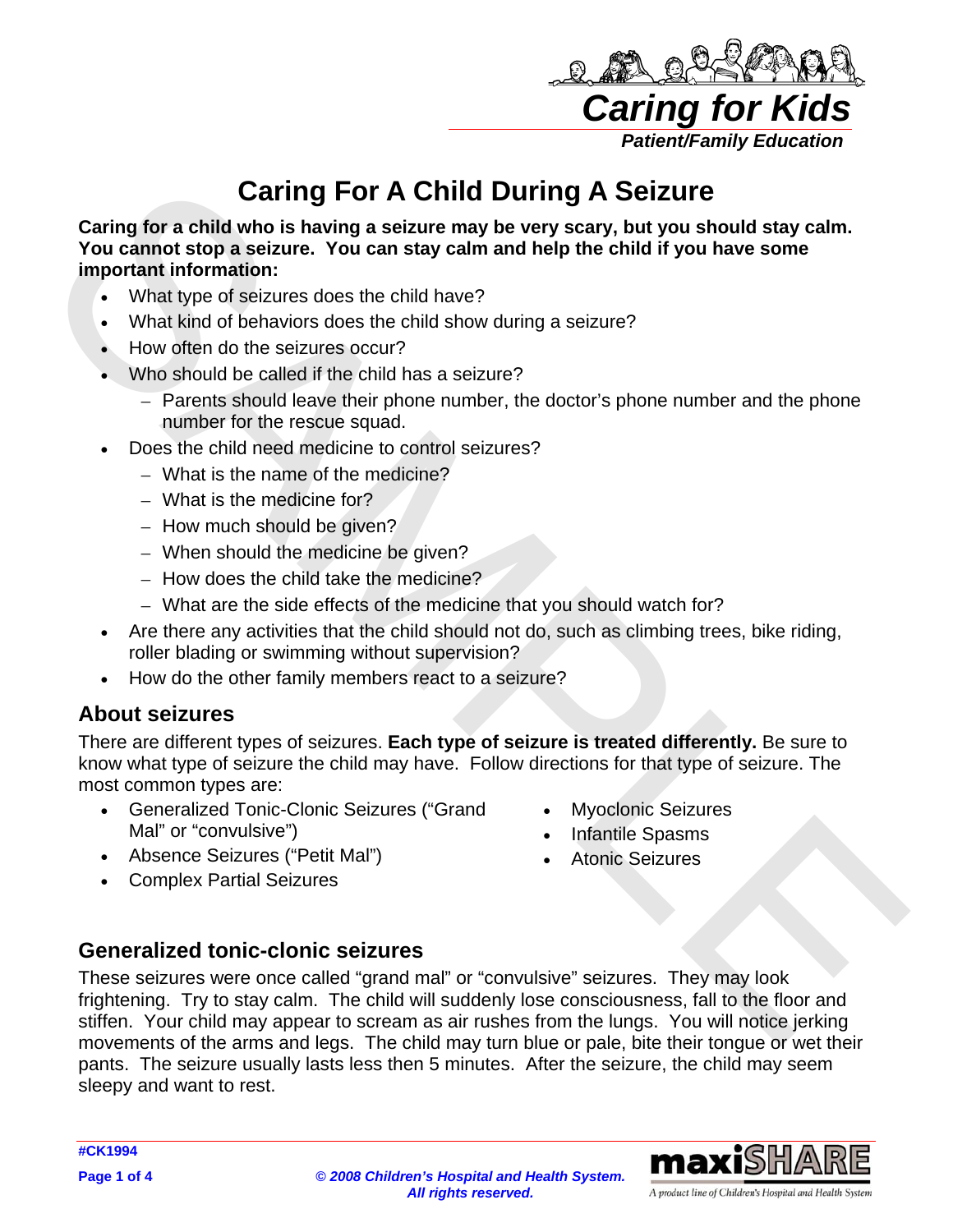# Caring For A Child During A Seizure

**Caring for a child who is having a seizure may be very scary, but you should stay calm. You cannot stop a seizure. You can stay calm and help the child if you have some important information:**

- What type of seizures does the child have?
- What kind of behaviors does the child show during a seizure?
- How often do the seizures occur?
- Who should be called if the child has a seizure?
  - Parents should leave their phone number, the doctor's phone number and the phone number for the rescue squad.
- Does the child need medicine to control seizures?
  - What is the name of the medicine?
  - What is the medicine for?
  - How much should be given?
  - When should the medicine be given?
  - How does the child take the medicine?
  - What are the side effects of the medicine that you should watch for?
- Are there any activities that the child should not do, such as climbing trees, bike riding, roller blading or swimming without supervision?
- How do the other family members react to a seizure?

## About seizures

There are different types of seizures. **Each type of seizure is treated differently.** Be sure to know what type of seizure the child may have. Follow directions for that type of seizure. The most common types are:

- Generalized Tonic-Clonic Seizures ("Grand Mal" or "convulsive")
- Absence Seizures ("Petit Mal")
- Complex Partial Seizures
- Myoclonic Seizures
- Infantile Spasms
- Atonic Seizures

## Generalized tonic-clonic seizures

These seizures were once called "grand mal" or "convulsive" seizures. They may look frightening. Try to stay calm. The child will suddenly lose consciousness, fall to the floor and stiffen. Your child may appear to scream as air rushes from the lungs. You will notice jerking movements of the arms and legs. The child may turn blue or pale, bite their tongue or wet their pants. The seizure usually lasts less then 5 minutes. After the seizure, the child may seem sleepy and want to rest.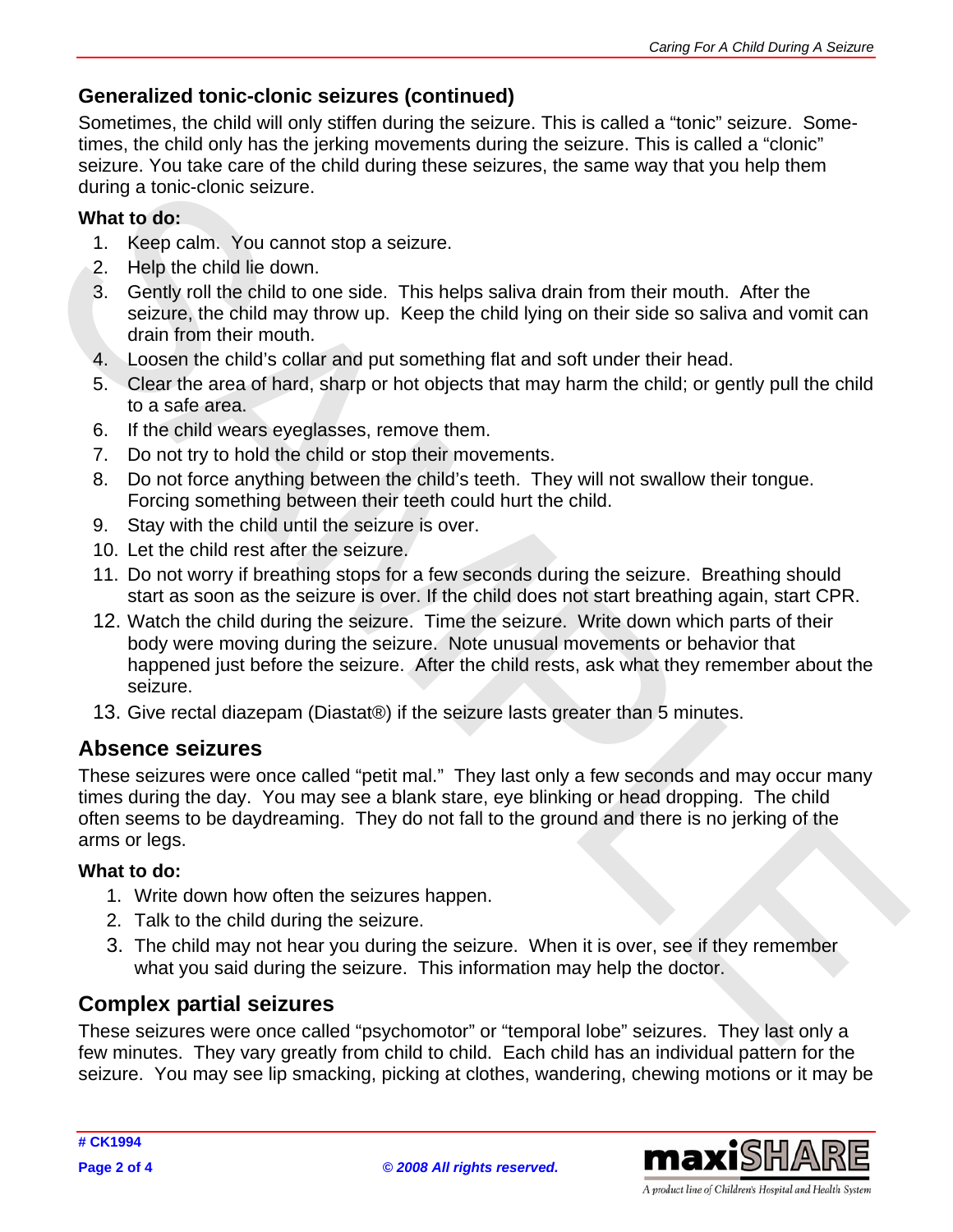## Generalized tonic-clonic seizures (continued)

Sometimes, the child will only stiffen during the seizure. This is called a "tonic" seizure. Sometimes, the child only has the jerking movements during the seizure. This is called a "clonic" seizure. You take care of the child during these seizures, the same way that you help them during a tonic-clonic seizure.

**What to do:**

1. Keep calm. You cannot stop a seizure.
2. Help the child lie down.
3. Gently roll the child to one side. This helps saliva drain from their mouth. After the seizure, the child may throw up. Keep the child lying on their side so saliva and vomit can drain from their mouth.
4. Loosen the child's collar and put something flat and soft under their head.
5. Clear the area of hard, sharp or hot objects that may harm the child; or gently pull the child to a safe area.
6. If the child wears eyeglasses, remove them.
7. Do not try to hold the child or stop their movements.
8. Do not force anything between the child's teeth. They will not swallow their tongue. Forcing something between their teeth could hurt the child.
9. Stay with the child until the seizure is over.
10. Let the child rest after the seizure.
11. Do not worry if breathing stops for a few seconds during the seizure. Breathing should start as soon as the seizure is over. If the child does not start breathing again, start CPR.
12. Watch the child during the seizure. Time the seizure. Write down which parts of their body were moving during the seizure. Note unusual movements or behavior that happened just before the seizure. After the child rests, ask what they remember about the seizure.
13. Give rectal diazepam (Diastat®) if the seizure lasts greater than 5 minutes.

## Absence seizures

These seizures were once called "petit mal." They last only a few seconds and may occur many times during the day. You may see a blank stare, eye blinking or head dropping. The child often seems to be daydreaming. They do not fall to the ground and there is no jerking of the arms or legs.

**What to do:**

1. Write down how often the seizures happen.
2. Talk to the child during the seizure.
3. The child may not hear you during the seizure. When it is over, see if they remember what you said during the seizure. This information may help the doctor.

## Complex partial seizures

These seizures were once called "psychomotor" or "temporal lobe" seizures. They last only a few minutes. They vary greatly from child to child. Each child has an individual pattern for the seizure. You may see lip smacking, picking at clothes, wandering, chewing motions or it may be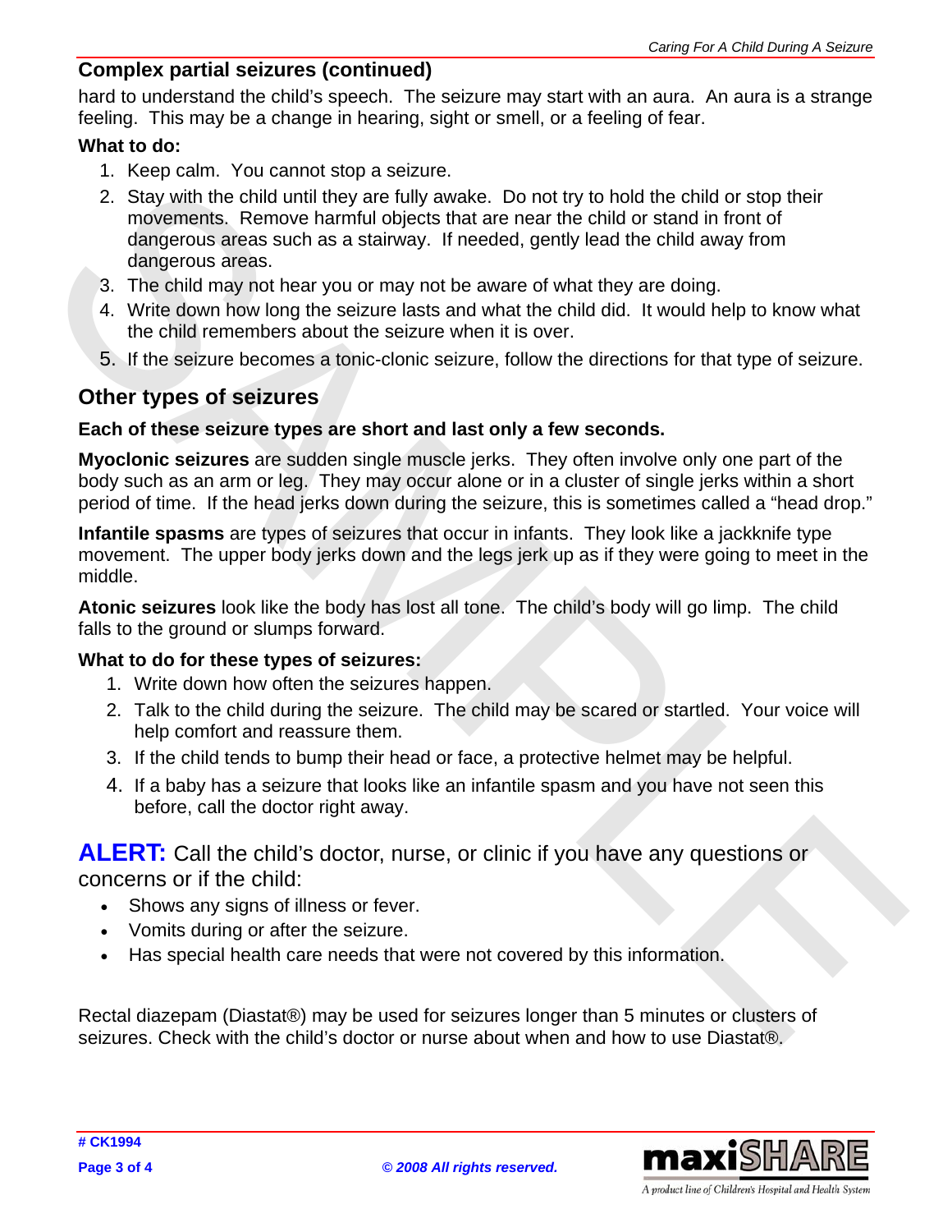## Complex partial seizures (continued)

hard to understand the child's speech. The seizure may start with an aura. An aura is a strange feeling. This may be a change in hearing, sight or smell, or a feeling of fear.

**What to do:**

1. Keep calm. You cannot stop a seizure.
2. Stay with the child until they are fully awake. Do not try to hold the child or stop their movements. Remove harmful objects that are near the child or stand in front of dangerous areas such as a stairway. If needed, gently lead the child away from dangerous areas.
3. The child may not hear you or may not be aware of what they are doing.
4. Write down how long the seizure lasts and what the child did. It would help to know what the child remembers about the seizure when it is over.
5. If the seizure becomes a tonic-clonic seizure, follow the directions for that type of seizure.

## Other types of seizures

**Each of these seizure types are short and last only a few seconds.**

**Myoclonic seizures** are sudden single muscle jerks. They often involve only one part of the body such as an arm or leg. They may occur alone or in a cluster of single jerks within a short period of time. If the head jerks down during the seizure, this is sometimes called a "head drop."

**Infantile spasms** are types of seizures that occur in infants. They look like a jackknife type movement. The upper body jerks down and the legs jerk up as if they were going to meet in the middle.

**Atonic seizures** look like the body has lost all tone. The child's body will go limp. The child falls to the ground or slumps forward.

**What to do for these types of seizures:**

1. Write down how often the seizures happen.
2. Talk to the child during the seizure. The child may be scared or startled. Your voice will help comfort and reassure them.
3. If the child tends to bump their head or face, a protective helmet may be helpful.
4. If a baby has a seizure that looks like an infantile spasm and you have not seen this before, call the doctor right away.

**ALERT:** Call the child's doctor, nurse, or clinic if you have any questions or concerns or if the child:

- Shows any signs of illness or fever.
- Vomits during or after the seizure.
- Has special health care needs that were not covered by this information.

Rectal diazepam (Diastat®) may be used for seizures longer than 5 minutes or clusters of seizures. Check with the child's doctor or nurse about when and how to use Diastat®.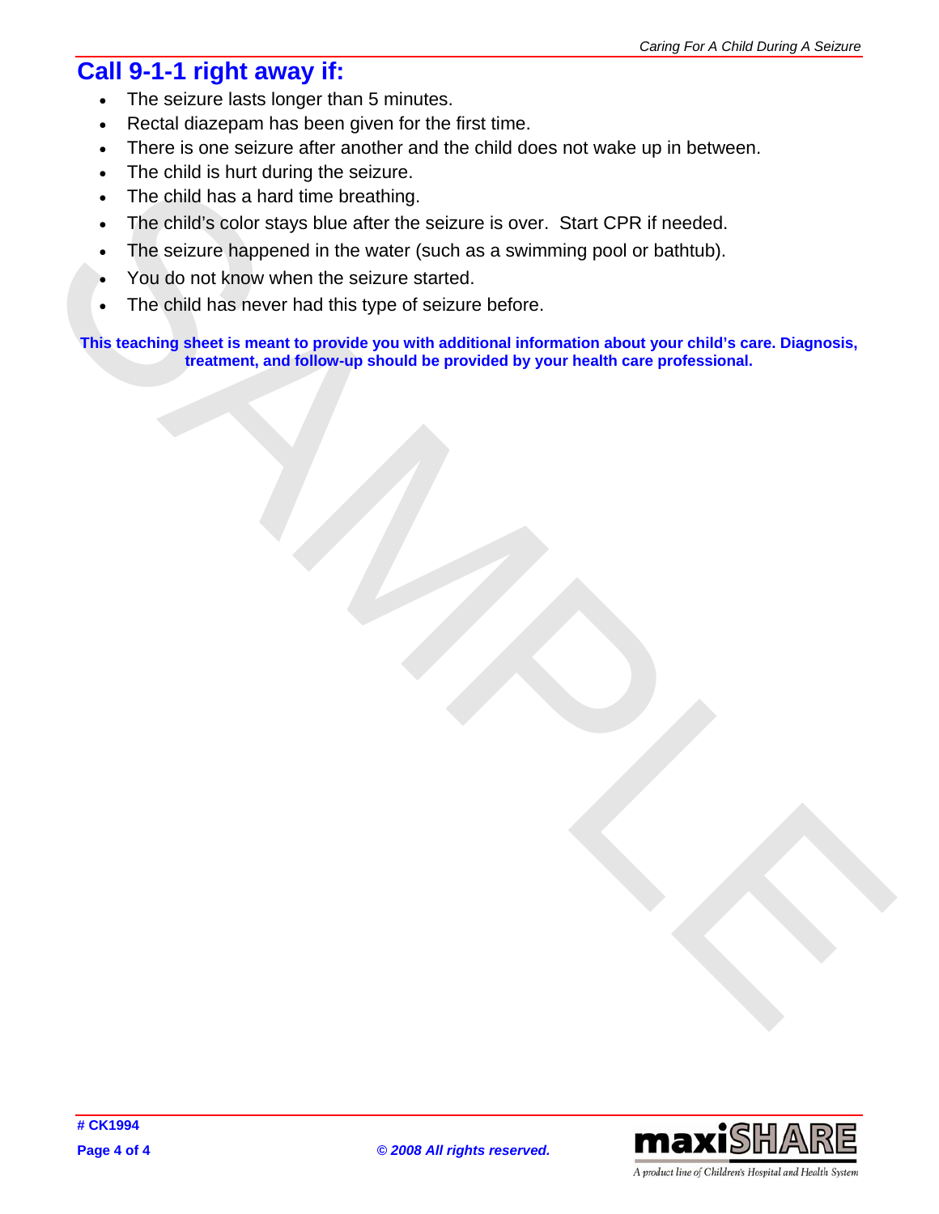## Call 9-1-1 right away if:

- The seizure lasts longer than 5 minutes.
- Rectal diazepam has been given for the first time.
- There is one seizure after another and the child does not wake up in between.
- The child is hurt during the seizure.
- The child has a hard time breathing.
- The child's color stays blue after the seizure is over. Start CPR if needed.
- The seizure happened in the water (such as a swimming pool or bathtub).
- You do not know when the seizure started.
- The child has never had this type of seizure before.

**This teaching sheet is meant to provide you with additional information about your child's care. Diagnosis, treatment, and follow-up should be provided by your health care professional.**

**# CK1994**

*© 2008 All rights reserved.*

maxiSHARE
A product line of Children's Hospital and Health System